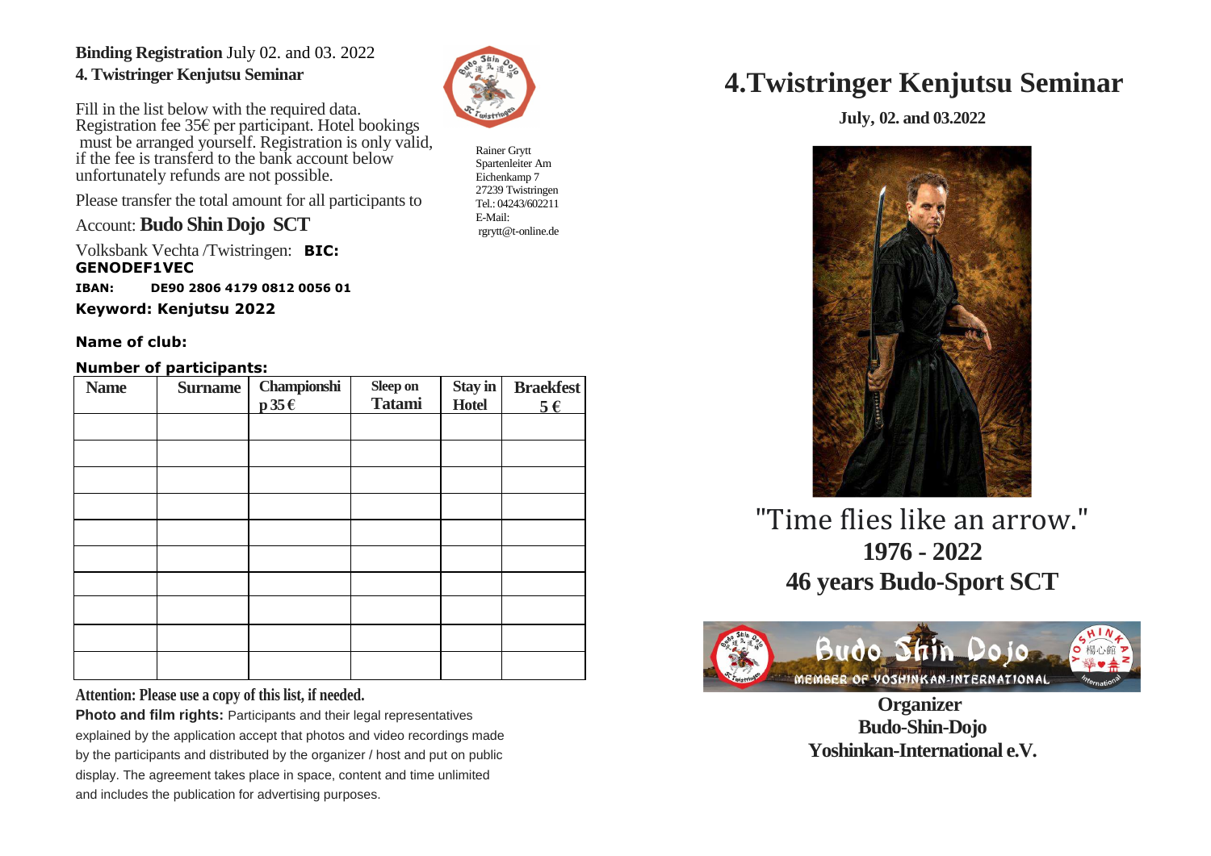**Binding Registration** July 02. and 03. 2022

**4. Twistringer Kenjutsu Seminar**

Fill in the list below with the required data. Registration fee 35€ per participant. Hotel bookings must be arranged yourself. Registration is only valid, if the fee is transferd to the bank account below unfortunately refunds are not possible.

Please transfer the total amount for all participants to

Account: **Budo Shin Dojo SCT**

Volksbank Vechta /Twistringen: **BIC: GENODEF1VEC**

**IBAN: DE90 2806 4179 0812 0056 01**

**Keyword: Kenjutsu 2022**

Rainer Grytt
Spartenleiter Am
Eichenkamp 7
27239 Twistringen
Tel.: 04243/602211
E-Mail:
rgrytt@t-online.de

**Name of club:**

**Number of participants:**

| Name | Surname | Championship 35 € | Sleep on Tatami | Stay in Hotel | Braekfest 5 € |
|---|---|---|---|---|---|
| | | | | | |
| | | | | | |
| | | | | | |
| | | | | | |
| | | | | | |
| | | | | | |
| | | | | | |
| | | | | | |
| | | | | | |
| | | | | | |

**Attention: Please use a copy of this list, if needed.**

**Photo and film rights:** Participants and their legal representatives explained by the application accept that photos and video recordings made by the participants and distributed by the organizer / host and put on public display. The agreement takes place in space, content and time unlimited and includes the publication for advertising purposes.

# 4.Twistringer Kenjutsu Seminar

**July, 02. and 03.2022**

"Time flies like an arrow."

**1976 - 2022**

**46 years Budo-Sport SCT**

Budo Shin Dojo
MEMBER OF YOSHINKAN-INTERNATIONAL

**Organizer**
**Budo-Shin-Dojo**
**Yoshinkan-International e.V.**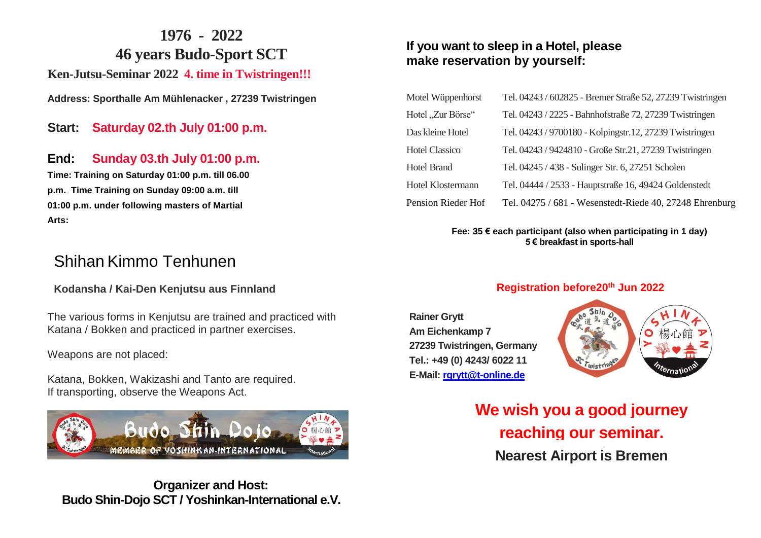# 1976 - 2022
# 46 years Budo-Sport SCT

**Ken-Jutsu-Seminar 2022 4. time in Twistringen!!!**

**Address: Sporthalle Am Mühlenacker , 27239 Twistringen**

**Start: Saturday 02.th July 01:00 p.m.**

**End: Sunday 03.th July 01:00 p.m.**

**Time: Training on Saturday 01:00 p.m. till 06.00 p.m. Time Training on Sunday 09:00 a.m. till 01:00 p.m. under following masters of Martial Arts:**

## Shihan Kimmo Tenhunen

**Kodansha / Kai-Den Kenjutsu aus Finnland**

The various forms in Kenjutsu are trained and practiced with Katana / Bokken and practiced in partner exercises.

Weapons are not placed:

Katana, Bokken, Wakizashi and Tanto are required.
If transporting, observe the Weapons Act.

Budo Shin Dojo
MEMBER OF YOSHINKAN-INTERNATIONAL

**Organizer and Host:**
**Budo Shin-Dojo SCT / Yoshinkan-International e.V.**

### If you want to sleep in a Hotel, please make reservation by yourself:

| | |
|---|---|
| Motel Wüppenhorst | Tel. 04243 / 602825 - Bremer Straße 52, 27239 Twistringen |
| Hotel „Zur Börse“ | Tel. 04243 / 2225 - Bahnhofstraße 72, 27239 Twistringen |
| Das kleine Hotel | Tel. 04243 / 9700180 - Kolpingstr.12, 27239 Twistringen |
| Hotel Classico | Tel. 04243 / 9424810 - Große Str.21, 27239 Twistringen |
| Hotel Brand | Tel. 04245 / 438 - Sulinger Str. 6, 27251 Scholen |
| Hotel Klostermann | Tel. 04444 / 2533 - Hauptstraße 16, 49424 Goldenstedt |
| Pension Rieder Hof | Tel. 04275 / 681 - Wesenstedt-Riede 40, 27248 Ehrenburg |

**Fee: 35 € each participant (also when participating in 1 day)**
**5 € breakfast in sports-hall**

**Registration before20th Jun 2022**

**Rainer Grytt**
**Am Eichenkamp 7**
**27239 Twistringen, Germany**
**Tel.: +49 (0) 4243/ 6022 11**
**E-Mail: rgrytt@t-online.de**

**We wish you a good journey reaching our seminar.**

**Nearest Airport is Bremen**